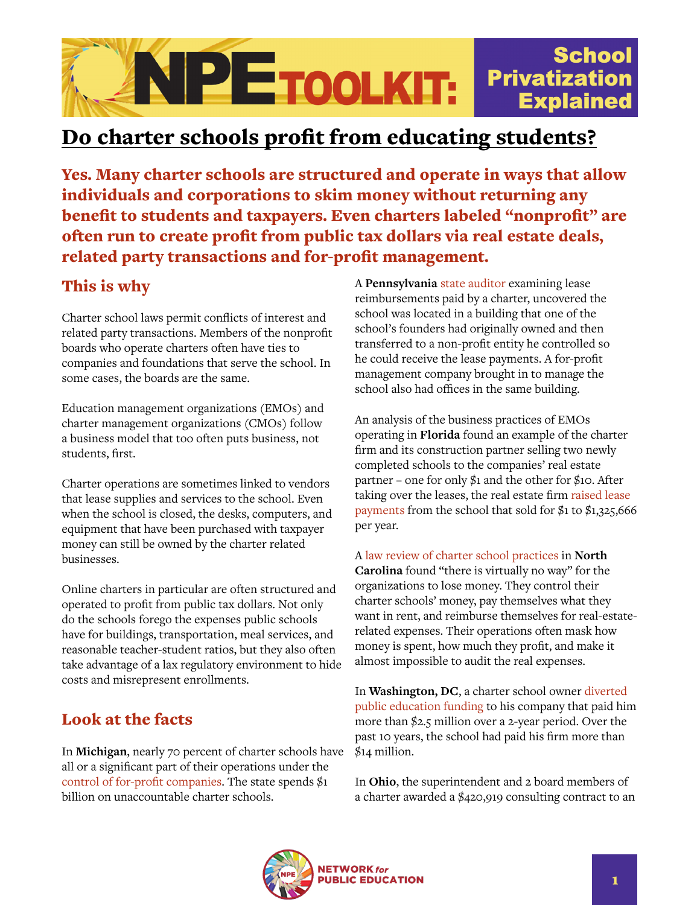# NPE TOOLKIT: School Privatization Explained

## Do charter schools profit from educating students?

**Yes. Many charter schools are structured and operate in ways that allow individuals and corporations to skim money without returning any benefit to students and taxpayers. Even charters labeled "nonprofit" are often run to create profit from public tax dollars via real estate deals, related party transactions and for-profit management.**

### This is why

Charter school laws permit conflicts of interest and related party transactions. Members of the nonprofit boards who operate charters often have ties to companies and foundations that serve the school. In some cases, the boards are the same.

Education management organizations (EMOs) and charter management organizations (CMOs) follow a business model that too often puts business, not students, first.

Charter operations are sometimes linked to vendors that lease supplies and services to the school. Even when the school is closed, the desks, computers, and equipment that have been purchased with taxpayer money can still be owned by the charter related businesses.

Online charters in particular are often structured and operated to profit from public tax dollars. Not only do the schools forego the expenses public schools have for buildings, transportation, meal services, and reasonable teacher-student ratios, but they also often take advantage of a lax regulatory environment to hide costs and misrepresent enrollments.

### Look at the facts

In **Michigan**, nearly 70 percent of charter schools have all or a significant part of their operations under the control of for-profit companies. The state spends $1 billion on unaccountable charter schools.

A **Pennsylvania** state auditor examining lease reimbursements paid by a charter, uncovered the school was located in a building that one of the school's founders had originally owned and then transferred to a non-profit entity he controlled so he could receive the lease payments. A for-profit management company brought in to manage the school also had offices in the same building.

An analysis of the business practices of EMOs operating in **Florida** found an example of the charter firm and its construction partner selling two newly completed schools to the companies' real estate partner – one for only $1 and the other for $10. After taking over the leases, the real estate firm raised lease payments from the school that sold for $1 to $1,325,666 per year.

A law review of charter school practices in **North Carolina** found "there is virtually no way" for the organizations to lose money. They control their charter schools' money, pay themselves what they want in rent, and reimburse themselves for real-estate-related expenses. Their operations often mask how money is spent, how much they profit, and make it almost impossible to audit the real expenses.

In **Washington, DC**, a charter school owner diverted public education funding to his company that paid him more than $2.5 million over a 2-year period. Over the past 10 years, the school had paid his firm more than $14 million.

In **Ohio**, the superintendent and 2 board members of a charter awarded a $420,919 consulting contract to an

NETWORK *for* PUBLIC EDUCATION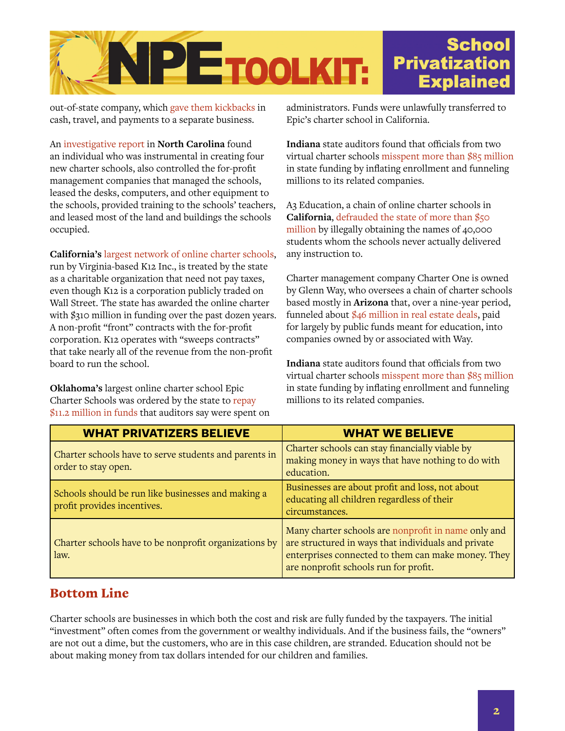out-of-state company, which gave them kickbacks in cash, travel, and payments to a separate business.

An investigative report in **North Carolina** found an individual who was instrumental in creating four new charter schools, also controlled the for-profit management companies that managed the schools, leased the desks, computers, and other equipment to the schools, provided training to the schools' teachers, and leased most of the land and buildings the schools occupied.

**California's** largest network of online charter schools, run by Virginia-based K12 Inc., is treated by the state as a charitable organization that need not pay taxes, even though K12 is a corporation publicly traded on Wall Street. The state has awarded the online charter with $310 million in funding over the past dozen years. A non-profit "front" contracts with the for-profit corporation. K12 operates with "sweeps contracts" that take nearly all of the revenue from the non-profit board to run the school.

**Oklahoma's** largest online charter school Epic Charter Schools was ordered by the state to repay $11.2 million in funds that auditors say were spent on administrators. Funds were unlawfully transferred to Epic's charter school in California.

**Indiana** state auditors found that officials from two virtual charter schools misspent more than $85 million in state funding by inflating enrollment and funneling millions to its related companies.

A3 Education, a chain of online charter schools in **California**, defrauded the state of more than $50 million by illegally obtaining the names of 40,000 students whom the schools never actually delivered any instruction to.

Charter management company Charter One is owned by Glenn Way, who oversees a chain of charter schools based mostly in **Arizona** that, over a nine-year period, funneled about $46 million in real estate deals, paid for largely by public funds meant for education, into companies owned by or associated with Way.

**Indiana** state auditors found that officials from two virtual charter schools misspent more than $85 million in state funding by inflating enrollment and funneling millions to its related companies.

| WHAT PRIVATIZERS BELIEVE | WHAT WE BELIEVE |
|---|---|
| Charter schools have to serve students and parents in order to stay open. | Charter schools can stay financially viable by making money in ways that have nothing to do with education. |
| Schools should be run like businesses and making a profit provides incentives. | Businesses are about profit and loss, not about educating all children regardless of their circumstances. |
| Charter schools have to be nonprofit organizations by law. | Many charter schools are nonprofit in name only and are structured in ways that individuals and private enterprises connected to them can make money. They are nonprofit schools run for profit. |

## Bottom Line

Charter schools are businesses in which both the cost and risk are fully funded by the taxpayers. The initial "investment" often comes from the government or wealthy individuals. And if the business fails, the "owners" are not out a dime, but the customers, who are in this case children, are stranded. Education should not be about making money from tax dollars intended for our children and families.